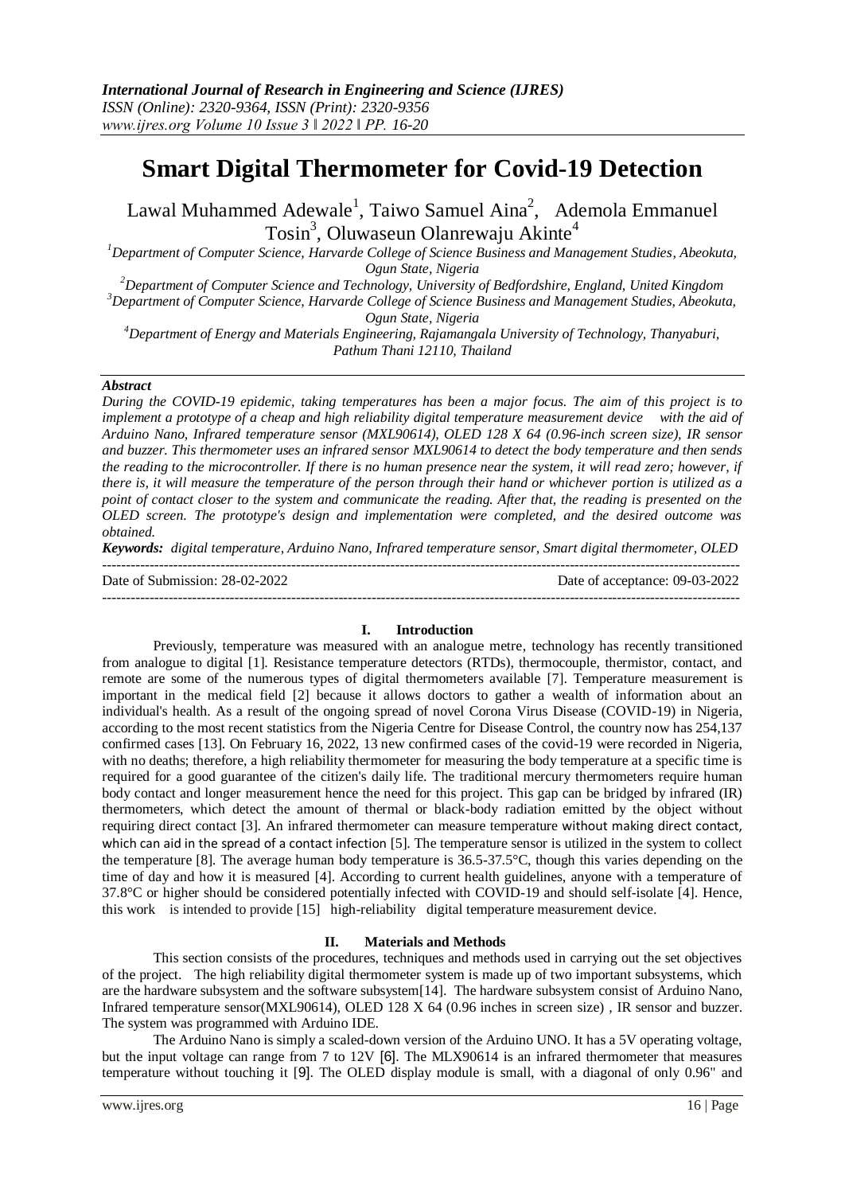# Smart Digital Thermometer for Covid-19 Detection

Lawal Muhammed Adewale[1], Taiwo Samuel Aina[2], Ademola Emmanuel Tosin[3], Oluwaseun Olanrewaju Akinte[4]

[1]Department of Computer Science, Harvarde College of Science Business and Management Studies, Abeokuta, Ogun State, Nigeria

[2]Department of Computer Science and Technology, University of Bedfordshire, England, United Kingdom

[3]Department of Computer Science, Harvarde College of Science Business and Management Studies, Abeokuta, Ogun State, Nigeria

[4]Department of Energy and Materials Engineering, Rajamangala University of Technology, Thanyaburi, Pathum Thani 12110, Thailand

***Abstract***

*During the COVID-19 epidemic, taking temperatures has been a major focus. The aim of this project is to implement a prototype of a cheap and high reliability digital temperature measurement device with the aid of Arduino Nano, Infrared temperature sensor (MXL90614), OLED 128 X 64 (0.96-inch screen size), IR sensor and buzzer. This thermometer uses an infrared sensor MXL90614 to detect the body temperature and then sends the reading to the microcontroller. If there is no human presence near the system, it will read zero; however, if there is, it will measure the temperature of the person through their hand or whichever portion is utilized as a point of contact closer to the system and communicate the reading. After that, the reading is presented on the OLED screen. The prototype's design and implementation were completed, and the desired outcome was obtained.*

***Keywords:*** *digital temperature, Arduino Nano, Infrared temperature sensor, Smart digital thermometer, OLED*

Date of Submission: 28-02-2022 | Date of acceptance: 09-03-2022

## I. Introduction

Previously, temperature was measured with an analogue metre, technology has recently transitioned from analogue to digital [1]. Resistance temperature detectors (RTDs), thermocouple, thermistor, contact, and remote are some of the numerous types of digital thermometers available [7]. Temperature measurement is important in the medical field [2] because it allows doctors to gather a wealth of information about an individual's health. As a result of the ongoing spread of novel Corona Virus Disease (COVID-19) in Nigeria, according to the most recent statistics from the Nigeria Centre for Disease Control, the country now has 254,137 confirmed cases [13]. On February 16, 2022, 13 new confirmed cases of the covid-19 were recorded in Nigeria, with no deaths; therefore, a high reliability thermometer for measuring the body temperature at a specific time is required for a good guarantee of the citizen's daily life. The traditional mercury thermometers require human body contact and longer measurement hence the need for this project. This gap can be bridged by infrared (IR) thermometers, which detect the amount of thermal or black-body radiation emitted by the object without requiring direct contact [3]. An infrared thermometer can measure temperature without making direct contact, which can aid in the spread of a contact infection [5]. The temperature sensor is utilized in the system to collect the temperature [8]. The average human body temperature is 36.5-37.5°C, though this varies depending on the time of day and how it is measured [4]. According to current health guidelines, anyone with a temperature of 37.8°C or higher should be considered potentially infected with COVID-19 and should self-isolate [4]. Hence, this work is intended to provide [15] high-reliability digital temperature measurement device.

## II. Materials and Methods

This section consists of the procedures, techniques and methods used in carrying out the set objectives of the project. The high reliability digital thermometer system is made up of two important subsystems, which are the hardware subsystem and the software subsystem[14]. The hardware subsystem consist of Arduino Nano, Infrared temperature sensor(MXL90614), OLED 128 X 64 (0.96 inches in screen size) , IR sensor and buzzer. The system was programmed with Arduino IDE.

The Arduino Nano is simply a scaled-down version of the Arduino UNO. It has a 5V operating voltage, but the input voltage can range from 7 to 12V [6]. The MLX90614 is an infrared thermometer that measures temperature without touching it [9]. The OLED display module is small, with a diagonal of only 0.96" and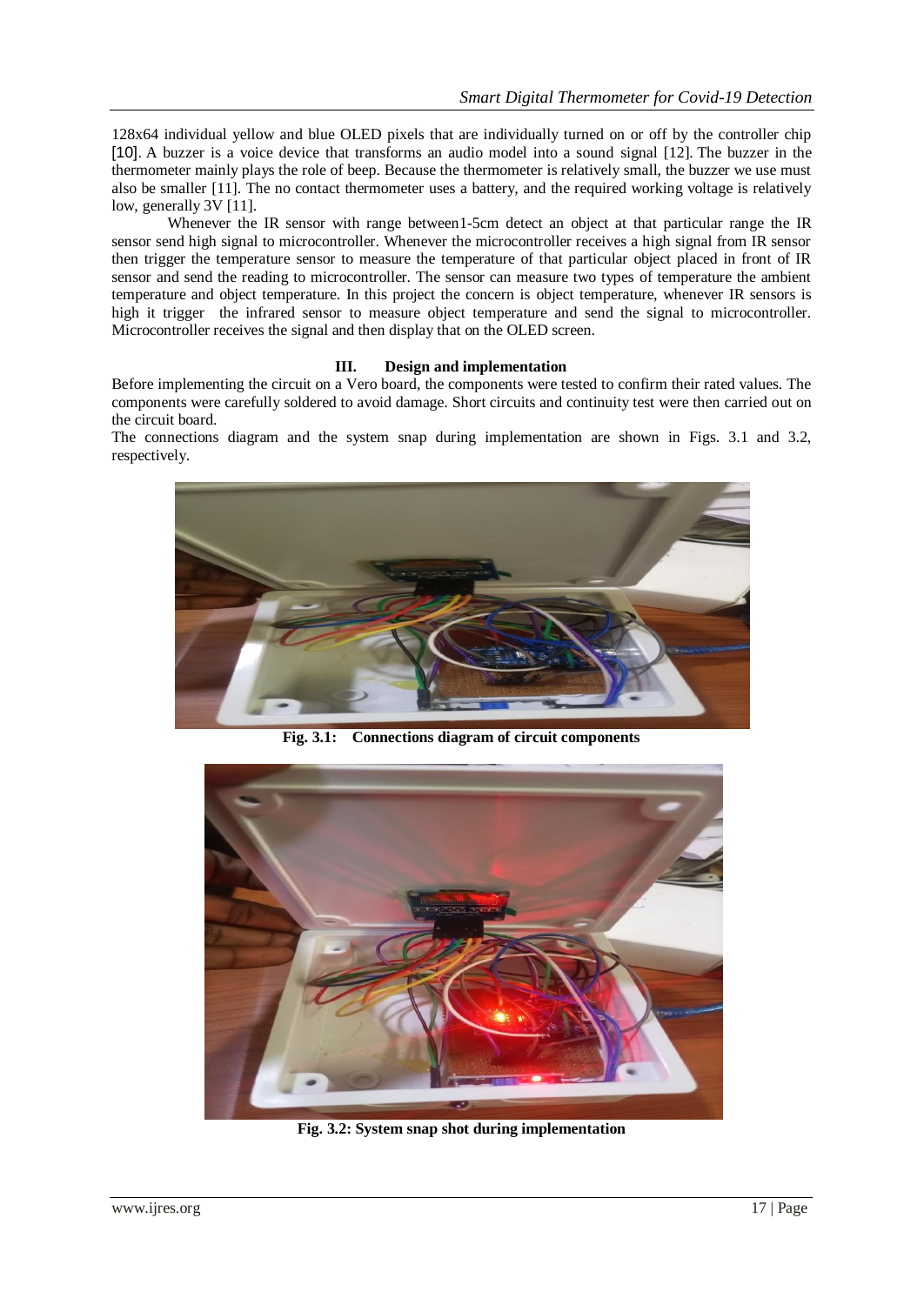128x64 individual yellow and blue OLED pixels that are individually turned on or off by the controller chip [10]. A buzzer is a voice device that transforms an audio model into a sound signal [12]. The buzzer in the thermometer mainly plays the role of beep. Because the thermometer is relatively small, the buzzer we use must also be smaller [11]. The no contact thermometer uses a battery, and the required working voltage is relatively low, generally 3V [11].

Whenever the IR sensor with range between1-5cm detect an object at that particular range the IR sensor send high signal to microcontroller. Whenever the microcontroller receives a high signal from IR sensor then trigger the temperature sensor to measure the temperature of that particular object placed in front of IR sensor and send the reading to microcontroller. The sensor can measure two types of temperature the ambient temperature and object temperature. In this project the concern is object temperature, whenever IR sensors is high it trigger the infrared sensor to measure object temperature and send the signal to microcontroller. Microcontroller receives the signal and then display that on the OLED screen.

## III. Design and implementation

Before implementing the circuit on a Vero board, the components were tested to confirm their rated values. The components were carefully soldered to avoid damage. Short circuits and continuity test were then carried out on the circuit board.

The connections diagram and the system snap during implementation are shown in Figs. 3.1 and 3.2, respectively.

**Fig. 3.1: Connections diagram of circuit components**

**Fig. 3.2: System snap shot during implementation**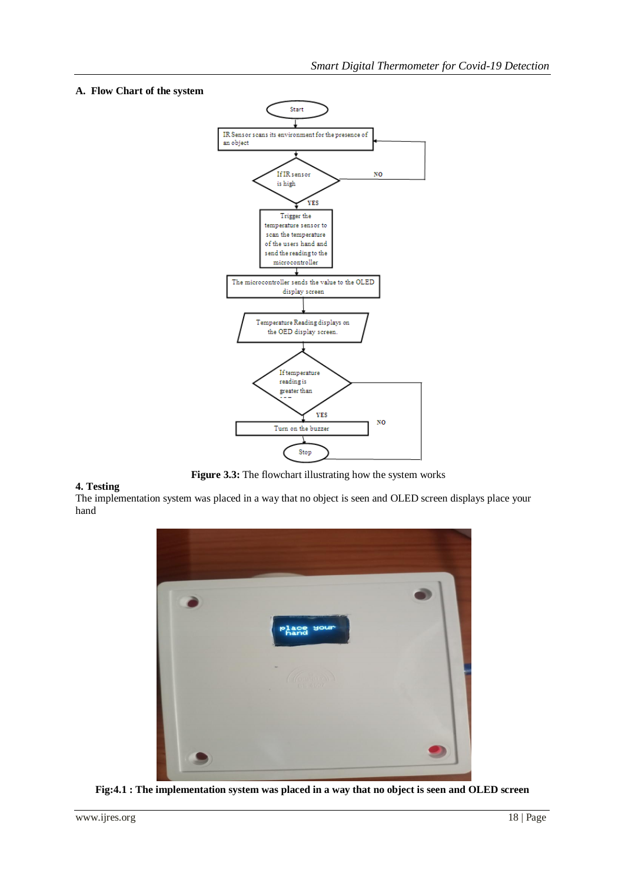### A. Flow Chart of the system

Figure 3.3: The flowchart illustrating how the system works

### 4. Testing

The implementation system was placed in a way that no object is seen and OLED screen displays place your hand

**Fig:4.1 : The implementation system was placed in a way that no object is seen and OLED screen**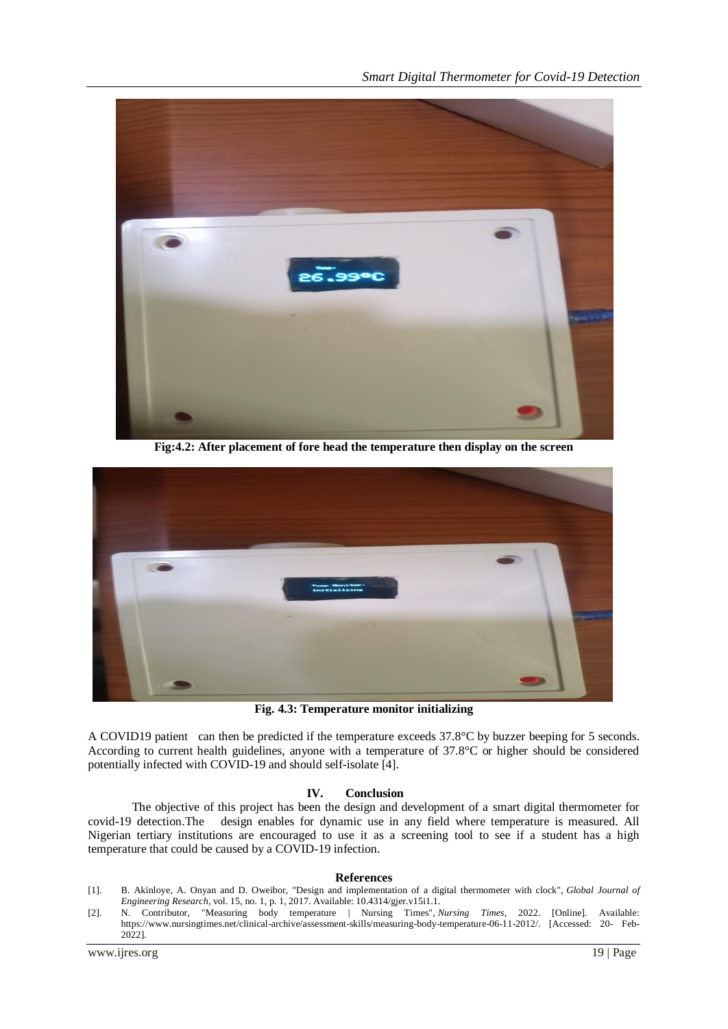Fig:4.2: After placement of fore head the temperature then display on the screen

Fig. 4.3: Temperature monitor initializing

A COVID19 patient can then be predicted if the temperature exceeds 37.8°C by buzzer beeping for 5 seconds. According to current health guidelines, anyone with a temperature of 37.8°C or higher should be considered potentially infected with COVID-19 and should self-isolate [4].

## IV. Conclusion

The objective of this project has been the design and development of a smart digital thermometer for covid-19 detection.The design enables for dynamic use in any field where temperature is measured. All Nigerian tertiary institutions are encouraged to use it as a screening tool to see if a student has a high temperature that could be caused by a COVID-19 infection.

## References

[1]. B. Akinloye, A. Onyan and D. Oweibor, "Design and implementation of a digital thermometer with clock", *Global Journal of Engineering Research*, vol. 15, no. 1, p. 1, 2017. Available: 10.4314/gjer.v15i1.1.

[2]. N. Contributor, "Measuring body temperature | Nursing Times", *Nursing Times*, 2022. [Online]. Available: https://www.nursingtimes.net/clinical-archive/assessment-skills/measuring-body-temperature-06-11-2012/. [Accessed: 20- Feb-2022].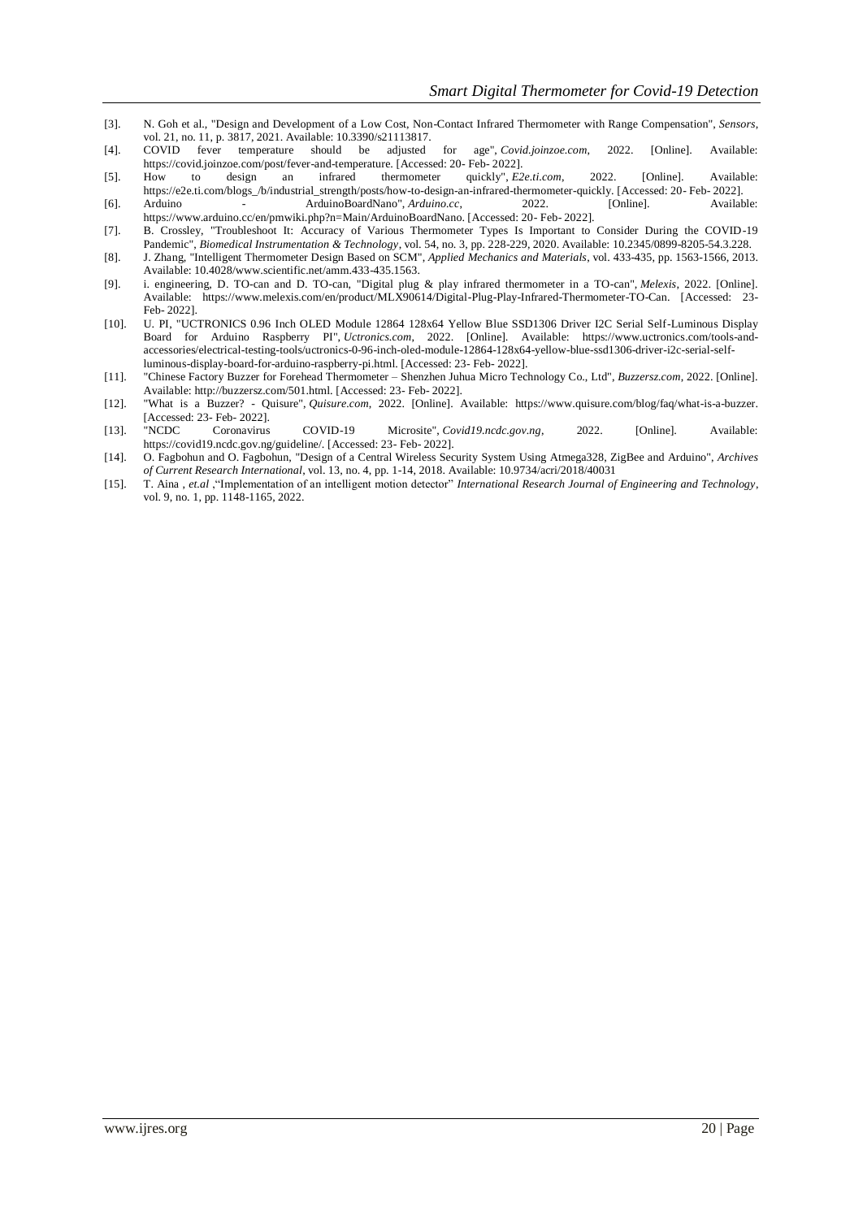[3]. N. Goh et al., "Design and Development of a Low Cost, Non-Contact Infrared Thermometer with Range Compensation", *Sensors*, vol. 21, no. 11, p. 3817, 2021. Available: 10.3390/s21113817.

[4]. COVID fever temperature should be adjusted for age", *Covid.joinzoe.com*, 2022. [Online]. Available: https://covid.joinzoe.com/post/fever-and-temperature. [Accessed: 20- Feb- 2022].

[5]. How to design an infrared thermometer quickly", *E2e.ti.com*, 2022. [Online]. Available: https://e2e.ti.com/blogs_/b/industrial_strength/posts/how-to-design-an-infrared-thermometer-quickly. [Accessed: 20- Feb- 2022].

[6]. Arduino - ArduinoBoardNano", *Arduino.cc*, 2022. [Online]. Available: https://www.arduino.cc/en/pmwiki.php?n=Main/ArduinoBoardNano. [Accessed: 20- Feb- 2022].

[7]. B. Crossley, "Troubleshoot It: Accuracy of Various Thermometer Types Is Important to Consider During the COVID-19 Pandemic", *Biomedical Instrumentation & Technology*, vol. 54, no. 3, pp. 228-229, 2020. Available: 10.2345/0899-8205-54.3.228.

[8]. J. Zhang, "Intelligent Thermometer Design Based on SCM", *Applied Mechanics and Materials*, vol. 433-435, pp. 1563-1566, 2013. Available: 10.4028/www.scientific.net/amm.433-435.1563.

[9]. i. engineering, D. TO-can and D. TO-can, "Digital plug & play infrared thermometer in a TO-can", *Melexis*, 2022. [Online]. Available: https://www.melexis.com/en/product/MLX90614/Digital-Plug-Play-Infrared-Thermometer-TO-Can. [Accessed: 23- Feb- 2022].

[10]. U. PI, "UCTRONICS 0.96 Inch OLED Module 12864 128x64 Yellow Blue SSD1306 Driver I2C Serial Self-Luminous Display Board for Arduino Raspberry PI", *Uctronics.com*, 2022. [Online]. Available: https://www.uctronics.com/tools-and-accessories/electrical-testing-tools/uctronics-0-96-inch-oled-module-12864-128x64-yellow-blue-ssd1306-driver-i2c-serial-self-luminous-display-board-for-arduino-raspberry-pi.html. [Accessed: 23- Feb- 2022].

[11]. "Chinese Factory Buzzer for Forehead Thermometer – Shenzhen Juhua Micro Technology Co., Ltd", *Buzzersz.com*, 2022. [Online]. Available: http://buzzersz.com/501.html. [Accessed: 23- Feb- 2022].

[12]. "What is a Buzzer? - Quisure", *Quisure.com*, 2022. [Online]. Available: https://www.quisure.com/blog/faq/what-is-a-buzzer. [Accessed: 23- Feb- 2022].

[13]. "NCDC Coronavirus COVID-19 Microsite", *Covid19.ncdc.gov.ng*, 2022. [Online]. Available: https://covid19.ncdc.gov.ng/guideline/. [Accessed: 23- Feb- 2022].

[14]. O. Fagbohun and O. Fagbohun, "Design of a Central Wireless Security System Using Atmega328, ZigBee and Arduino", *Archives of Current Research International*, vol. 13, no. 4, pp. 1-14, 2018. Available: 10.9734/acri/2018/40031

[15]. T. Aina , *et.al* ,"Implementation of an intelligent motion detector" *International Research Journal of Engineering and Technology*, vol. 9, no. 1, pp. 1148-1165, 2022.